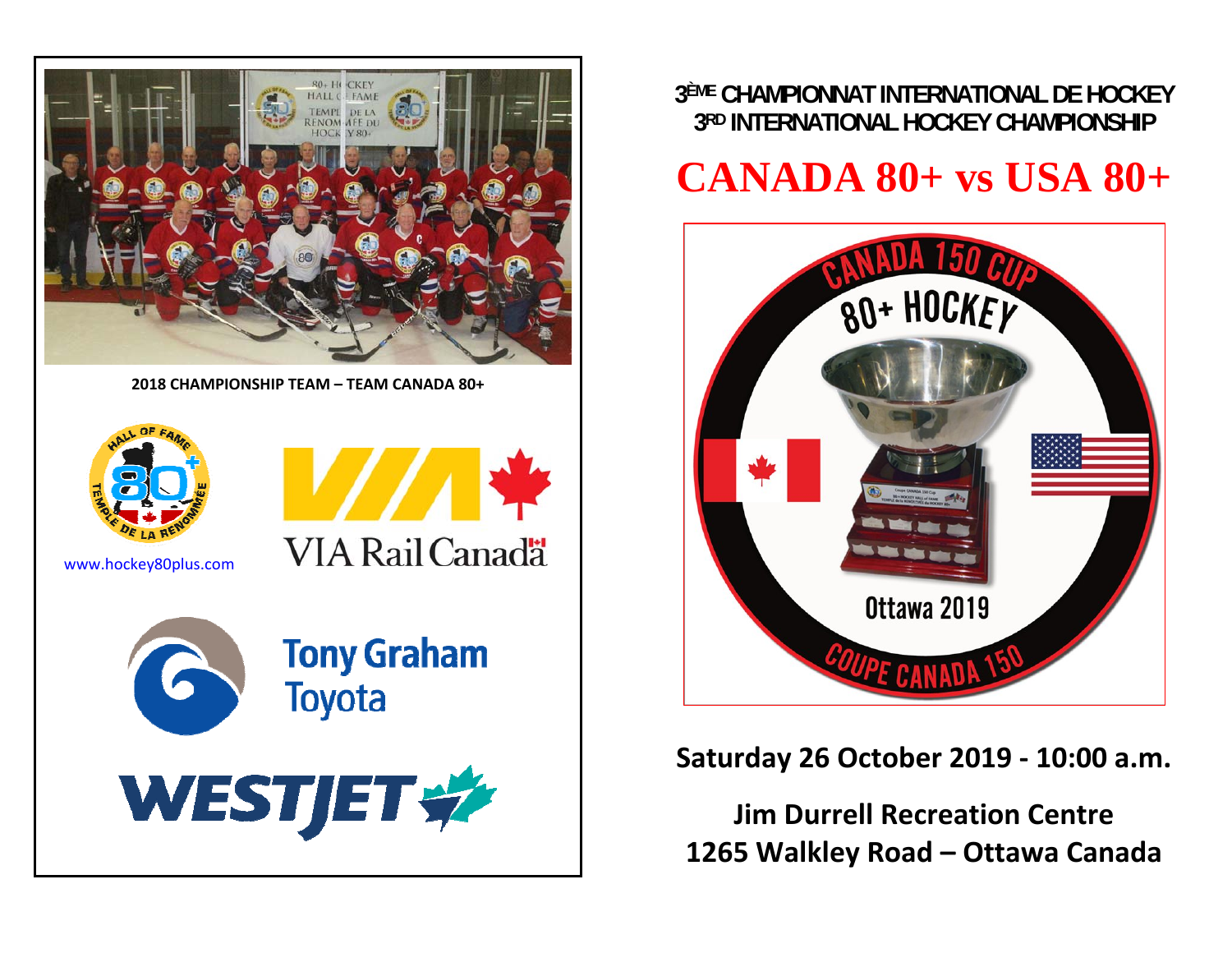2018 CHAMPIONSHIP TEAM – TEAM CANADA 80+

www.hockey80plus.com

# 3ÈME CHAMPIONNAT INTERNATIONAL DE HOCKEY
# 3RD INTERNATIONAL HOCKEY CHAMPIONSHIP

# CANADA 80+ vs USA 80+

**Saturday 26 October 2019 - 10:00 a.m.**

**Jim Durrell Recreation Centre**
**1265 Walkley Road – Ottawa Canada**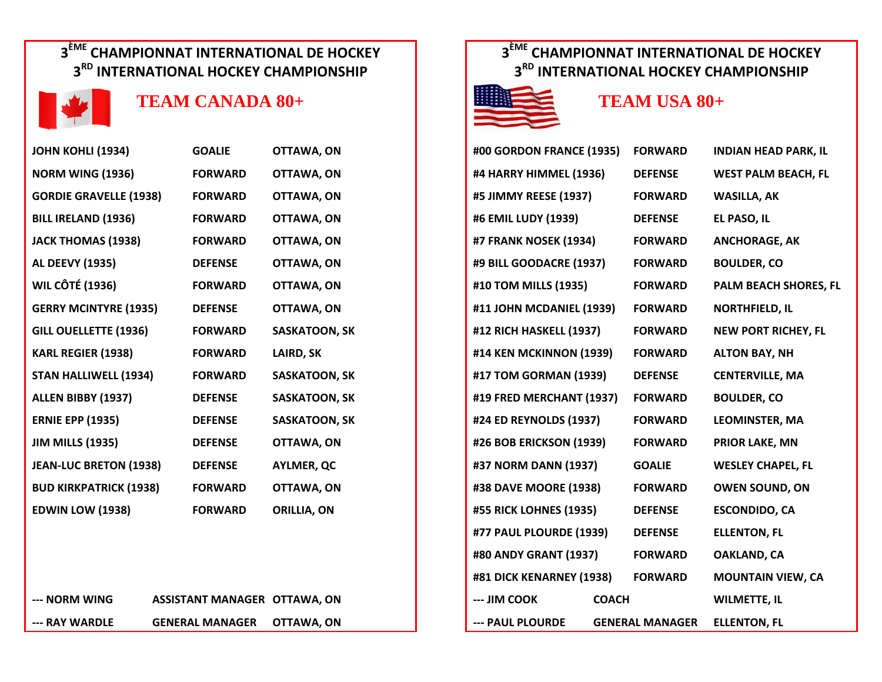## 3$^{ÈME}$ CHAMPIONNAT INTERNATIONAL DE HOCKEY
## 3$^{RD}$ INTERNATIONAL HOCKEY CHAMPIONSHIP

# TEAM CANADA 80+

| | | |
|---|---|---|
| JOHN KOHLI (1934) | GOALIE | OTTAWA, ON |
| NORM WING (1936) | FORWARD | OTTAWA, ON |
| GORDIE GRAVELLE (1938) | FORWARD | OTTAWA, ON |
| BILL IRELAND (1936) | FORWARD | OTTAWA, ON |
| JACK THOMAS (1938) | FORWARD | OTTAWA, ON |
| AL DEEVY (1935) | DEFENSE | OTTAWA, ON |
| WIL CÔTÉ (1936) | FORWARD | OTTAWA, ON |
| GERRY MCINTYRE (1935) | DEFENSE | OTTAWA, ON |
| GILL OUELLETTE (1936) | FORWARD | SASKATOON, SK |
| KARL REGIER (1938) | FORWARD | LAIRD, SK |
| STAN HALLIWELL (1934) | FORWARD | SASKATOON, SK |
| ALLEN BIBBY (1937) | DEFENSE | SASKATOON, SK |
| ERNIE EPP (1935) | DEFENSE | SASKATOON, SK |
| JIM MILLS (1935) | DEFENSE | OTTAWA, ON |
| JEAN-LUC BRETON (1938) | DEFENSE | AYLMER, QC |
| BUD KIRKPATRICK (1938) | FORWARD | OTTAWA, ON |
| EDWIN LOW (1938) | FORWARD | ORILLIA, ON |
| --- NORM WING | ASSISTANT MANAGER | OTTAWA, ON |
| --- RAY WARDLE | GENERAL MANAGER | OTTAWA, ON |

## 3$^{ÈME}$ CHAMPIONNAT INTERNATIONAL DE HOCKEY
## 3$^{RD}$ INTERNATIONAL HOCKEY CHAMPIONSHIP

# TEAM USA 80+

| | | |
|---|---|---|
| #00 GORDON FRANCE (1935) | FORWARD | INDIAN HEAD PARK, IL |
| #4 HARRY HIMMEL (1936) | DEFENSE | WEST PALM BEACH, FL |
| #5 JIMMY REESE (1937) | FORWARD | WASILLA, AK |
| #6 EMIL LUDY (1939) | DEFENSE | EL PASO, IL |
| #7 FRANK NOSEK (1934) | FORWARD | ANCHORAGE, AK |
| #9 BILL GOODACRE (1937) | FORWARD | BOULDER, CO |
| #10 TOM MILLS (1935) | FORWARD | PALM BEACH SHORES, FL |
| #11 JOHN MCDANIEL (1939) | FORWARD | NORTHFIELD, IL |
| #12 RICH HASKELL (1937) | FORWARD | NEW PORT RICHEY, FL |
| #14 KEN MCKINNON (1939) | FORWARD | ALTON BAY, NH |
| #17 TOM GORMAN (1939) | DEFENSE | CENTERVILLE, MA |
| #19 FRED MERCHANT (1937) | FORWARD | BOULDER, CO |
| #24 ED REYNOLDS (1937) | FORWARD | LEOMINSTER, MA |
| #26 BOB ERICKSON (1939) | FORWARD | PRIOR LAKE, MN |
| #37 NORM DANN (1937) | GOALIE | WESLEY CHAPEL, FL |
| #38 DAVE MOORE (1938) | FORWARD | OWEN SOUND, ON |
| #55 RICK LOHNES (1935) | DEFENSE | ESCONDIDO, CA |
| #77 PAUL PLOURDE (1939) | DEFENSE | ELLENTON, FL |
| #80 ANDY GRANT (1937) | FORWARD | OAKLAND, CA |
| #81 DICK KENARNEY (1938) | FORWARD | MOUNTAIN VIEW, CA |
| --- JIM COOK | COACH | WILMETTE, IL |
| --- PAUL PLOURDE | GENERAL MANAGER | ELLENTON, FL |